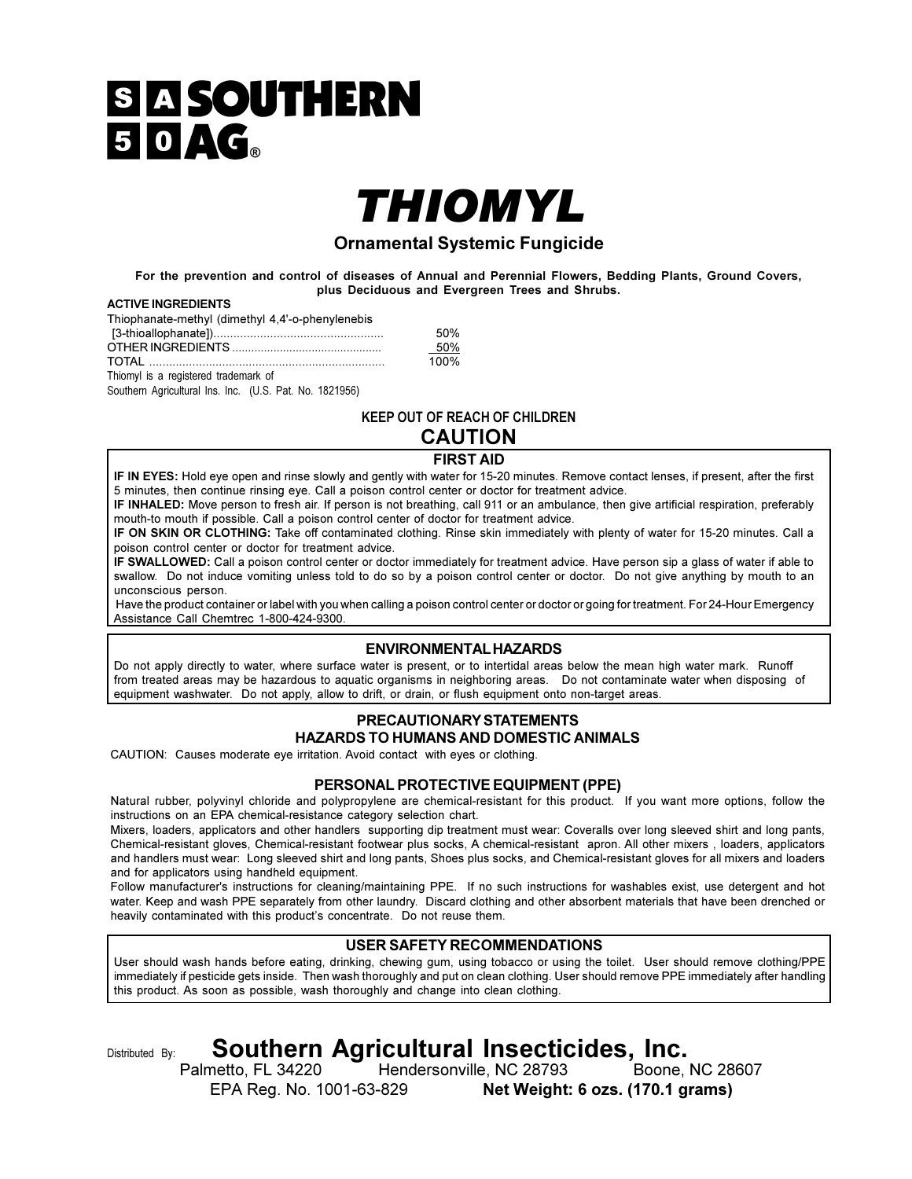**SA SOUTHERN**
**50 AG®**

# THIOMYL

## Ornamental Systemic Fungicide

**For the prevention and control of diseases of Annual and Perennial Flowers, Bedding Plants, Ground Covers, plus Deciduous and Evergreen Trees and Shrubs.**

**ACTIVE INGREDIENTS**

| | |
|---|---|
| Thiophanate-methyl (dimethyl 4,4'-o-phenylenebis [3-thioallophanate]).................................................. | 50% |
| OTHER INGREDIENTS .............................................. | 50% |
| TOTAL ...................................................................... | 100% |

Thiomyl is a registered trademark of Southern Agricultural Ins. Inc. (U.S. Pat. No. 1821956)

**KEEP OUT OF REACH OF CHILDREN**

## CAUTION

### FIRST AID

**IF IN EYES:** Hold eye open and rinse slowly and gently with water for 15-20 minutes. Remove contact lenses, if present, after the first 5 minutes, then continue rinsing eye. Call a poison control center or doctor for treatment advice.

**IF INHALED:** Move person to fresh air. If person is not breathing, call 911 or an ambulance, then give artificial respiration, preferably mouth-to mouth if possible. Call a poison control center of doctor for treatment advice.

**IF ON SKIN OR CLOTHING:** Take off contaminated clothing. Rinse skin immediately with plenty of water for 15-20 minutes. Call a poison control center or doctor for treatment advice.

**IF SWALLOWED:** Call a poison control center or doctor immediately for treatment advice. Have person sip a glass of water if able to swallow. Do not induce vomiting unless told to do so by a poison control center or doctor. Do not give anything by mouth to an unconscious person.

Have the product container or label with you when calling a poison control center or doctor or going for treatment. For 24-Hour Emergency Assistance Call Chemtrec 1-800-424-9300.

### ENVIRONMENTAL HAZARDS

Do not apply directly to water, where surface water is present, or to intertidal areas below the mean high water mark. Runoff from treated areas may be hazardous to aquatic organisms in neighboring areas. Do not contaminate water when disposing of equipment washwater. Do not apply, allow to drift, or drain, or flush equipment onto non-target areas.

### PRECAUTIONARY STATEMENTS

### HAZARDS TO HUMANS AND DOMESTIC ANIMALS

CAUTION: Causes moderate eye irritation. Avoid contact with eyes or clothing.

### PERSONAL PROTECTIVE EQUIPMENT (PPE)

Natural rubber, polyvinyl chloride and polypropylene are chemical-resistant for this product. If you want more options, follow the instructions on an EPA chemical-resistance category selection chart.

Mixers, loaders, applicators and other handlers supporting dip treatment must wear: Coveralls over long sleeved shirt and long pants, Chemical-resistant gloves, Chemical-resistant footwear plus socks, A chemical-resistant apron. All other mixers , loaders, applicators and handlers must wear: Long sleeved shirt and long pants, Shoes plus socks, and Chemical-resistant gloves for all mixers and loaders and for applicators using handheld equipment.

Follow manufacturer's instructions for cleaning/maintaining PPE. If no such instructions for washables exist, use detergent and hot water. Keep and wash PPE separately from other laundry. Discard clothing and other absorbent materials that have been drenched or heavily contaminated with this product's concentrate. Do not reuse them.

### USER SAFETY RECOMMENDATIONS

User should wash hands before eating, drinking, chewing gum, using tobacco or using the toilet. User should remove clothing/PPE immediately if pesticide gets inside. Then wash thoroughly and put on clean clothing. User should remove PPE immediately after handling this product. As soon as possible, wash thoroughly and change into clean clothing.

Distributed By: **Southern Agricultural Insecticides, Inc.**

Palmetto, FL 34220 Hendersonville, NC 28793 Boone, NC 28607

EPA Reg. No. 1001-63-829 **Net Weight: 6 ozs. (170.1 grams)**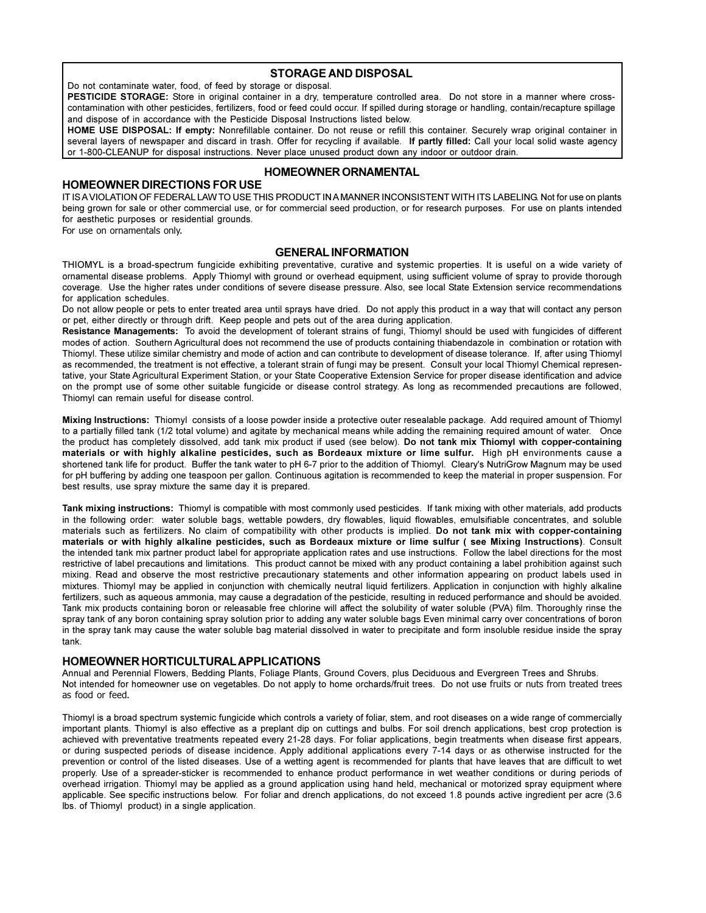## STORAGE AND DISPOSAL

Do not contaminate water, food, of feed by storage or disposal.

**PESTICIDE STORAGE:** Store in original container in a dry, temperature controlled area. Do not store in a manner where cross-contamination with other pesticides, fertilizers, food or feed could occur. If spilled during storage or handling, contain/recapture spillage and dispose of in accordance with the Pesticide Disposal Instructions listed below.

**HOME USE DISPOSAL: If empty:** Nonrefillable container. Do not reuse or refill this container. Securely wrap original container in several layers of newspaper and discard in trash. Offer for recycling if available. **If partly filled:** Call your local solid waste agency or 1-800-CLEANUP for disposal instructions. Never place unused product down any indoor or outdoor drain.

## HOMEOWNER ORNAMENTAL

## HOMEOWNER DIRECTIONS FOR USE

IT IS A VIOLATION OF FEDERAL LAW TO USE THIS PRODUCT IN A MANNER INCONSISTENT WITH ITS LABELING. Not for use on plants being grown for sale or other commercial use, or for commercial seed production, or for research purposes. For use on plants intended for aesthetic purposes or residential grounds.

For use on ornamentals only.

## GENERAL INFORMATION

THIOMYL is a broad-spectrum fungicide exhibiting preventative, curative and systemic properties. It is useful on a wide variety of ornamental disease problems. Apply Thiomyl with ground or overhead equipment, using sufficient volume of spray to provide thorough coverage. Use the higher rates under conditions of severe disease pressure. Also, see local State Extension service recommendations for application schedules.

Do not allow people or pets to enter treated area until sprays have dried. Do not apply this product in a way that will contact any person or pet, either directly or through drift. Keep people and pets out of the area during application.

**Resistance Managements:** To avoid the development of tolerant strains of fungi, Thiomyl should be used with fungicides of different modes of action. Southern Agricultural does not recommend the use of products containing thiabendazole in combination or rotation with Thiomyl. These utilize similar chemistry and mode of action and can contribute to development of disease tolerance. If, after using Thiomyl as recommended, the treatment is not effective, a tolerant strain of fungi may be present. Consult your local Thiomyl Chemical representative, your State Agricultural Experiment Station, or your State Cooperative Extension Service for proper disease identification and advice on the prompt use of some other suitable fungicide or disease control strategy. As long as recommended precautions are followed, Thiomyl can remain useful for disease control.

**Mixing Instructions:** Thiomyl consists of a loose powder inside a protective outer resealable package. Add required amount of Thiomyl to a partially filled tank (1/2 total volume) and agitate by mechanical means while adding the remaining required amount of water. Once the product has completely dissolved, add tank mix product if used (see below). **Do not tank mix Thiomyl with copper-containing materials or with highly alkaline pesticides, such as Bordeaux mixture or lime sulfur.** High pH environments cause a shortened tank life for product. Buffer the tank water to pH 6-7 prior to the addition of Thiomyl. Cleary's NutriGrow Magnum may be used for pH buffering by adding one teaspoon per gallon. Continuous agitation is recommended to keep the material in proper suspension. For best results, use spray mixture the same day it is prepared.

**Tank mixing instructions:** Thiomyl is compatible with most commonly used pesticides. If tank mixing with other materials, add products in the following order: water soluble bags, wettable powders, dry flowables, liquid flowables, emulsifiable concentrates, and soluble materials such as fertilizers. No claim of compatibility with other products is implied. **Do not tank mix with copper-containing materials or with highly alkaline pesticides, such as Bordeaux mixture or lime sulfur ( see Mixing Instructions)**. Consult the intended tank mix partner product label for appropriate application rates and use instructions. Follow the label directions for the most restrictive of label precautions and limitations. This product cannot be mixed with any product containing a label prohibition against such mixing. Read and observe the most restrictive precautionary statements and other information appearing on product labels used in mixtures. Thiomyl may be applied in conjunction with chemically neutral liquid fertilizers. Application in conjunction with highly alkaline fertilizers, such as aqueous ammonia, may cause a degradation of the pesticide, resulting in reduced performance and should be avoided. Tank mix products containing boron or releasable free chlorine will affect the solubility of water soluble (PVA) film. Thoroughly rinse the spray tank of any boron containing spray solution prior to adding any water soluble bags Even minimal carry over concentrations of boron in the spray tank may cause the water soluble bag material dissolved in water to precipitate and form insoluble residue inside the spray tank.

## HOMEOWNER HORTICULTURAL APPLICATIONS

Annual and Perennial Flowers, Bedding Plants, Foliage Plants, Ground Covers, plus Deciduous and Evergreen Trees and Shrubs.

Not intended for homeowner use on vegetables. Do not apply to home orchards/fruit trees. Do not use fruits or nuts from treated trees as food or feed.

Thiomyl is a broad spectrum systemic fungicide which controls a variety of foliar, stem, and root diseases on a wide range of commercially important plants. Thiomyl is also effective as a preplant dip on cuttings and bulbs. For soil drench applications, best crop protection is achieved with preventative treatments repeated every 21-28 days. For foliar applications, begin treatments when disease first appears, or during suspected periods of disease incidence. Apply additional applications every 7-14 days or as otherwise instructed for the prevention or control of the listed diseases. Use of a wetting agent is recommended for plants that have leaves that are difficult to wet properly. Use of a spreader-sticker is recommended to enhance product performance in wet weather conditions or during periods of overhead irrigation. Thiomyl may be applied as a ground application using hand held, mechanical or motorized spray equipment where applicable. See specific instructions below. For foliar and drench applications, do not exceed 1.8 pounds active ingredient per acre (3.6 lbs. of Thiomyl product) in a single application.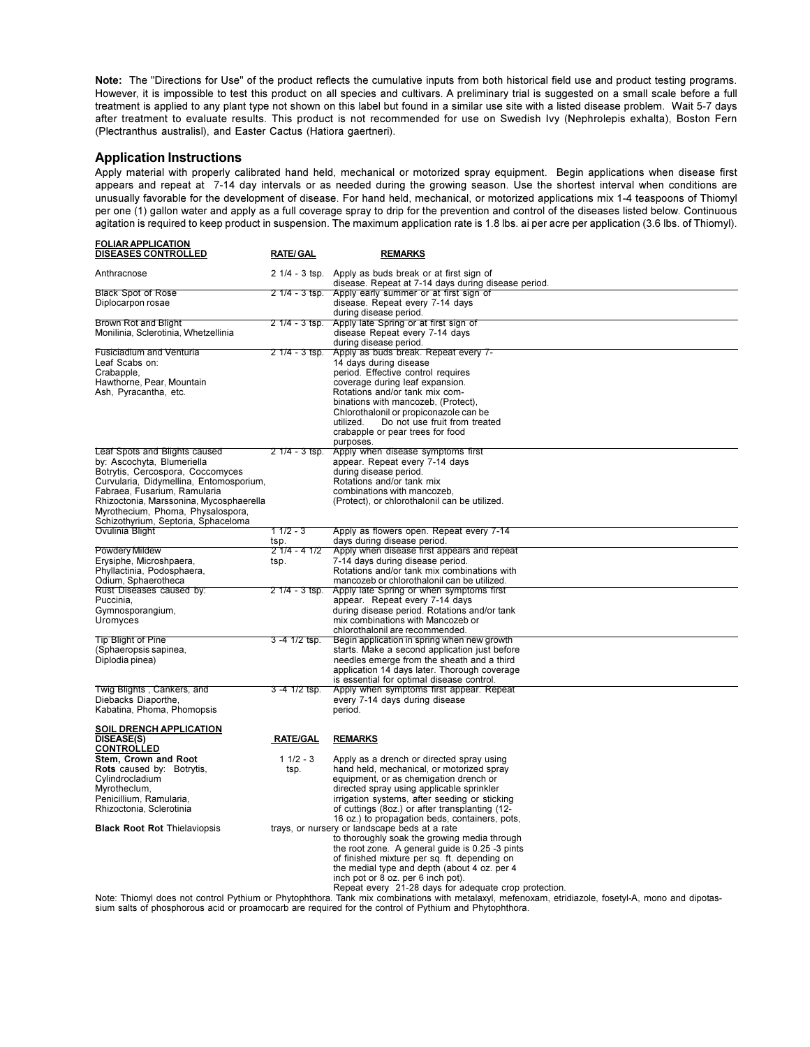**Note:** The "Directions for Use" of the product reflects the cumulative inputs from both historical field use and product testing programs. However, it is impossible to test this product on all species and cultivars. A preliminary trial is suggested on a small scale before a full treatment is applied to any plant type not shown on this label but found in a similar use site with a listed disease problem. Wait 5-7 days after treatment to evaluate results. This product is not recommended for use on Swedish Ivy (Nephrolepis exhalta), Boston Fern (Plectranthus australisl), and Easter Cactus (Hatiora gaertneri).

## Application Instructions

Apply material with properly calibrated hand held, mechanical or motorized spray equipment. Begin applications when disease first appears and repeat at 7-14 day intervals or as needed during the growing season. Use the shortest interval when conditions are unusually favorable for the development of disease. For hand held, mechanical, or motorized applications mix 1-4 teaspoons of Thiomyl per one (1) gallon water and apply as a full coverage spray to drip for the prevention and control of the diseases listed below. Continuous agitation is required to keep product in suspension. The maximum application rate is 1.8 lbs. ai per acre per application (3.6 lbs. of Thiomyl).

**FOLIAR APPLICATION**

| DISEASES CONTROLLED | RATE/GAL | REMARKS |
|---|---|---|
| Anthracnose | 2 1/4 - 3 tsp. | Apply as buds break or at first sign of disease. Repeat at 7-14 days during disease period. |
| Black Spot of Rose<br>Diplocarpon rosae | 2 1/4 - 3 tsp. | Apply early summer or at first sign of disease. Repeat every 7-14 days during disease period. |
| Brown Rot and Blight<br>Monilinia, Sclerotinia, Whetzellinia | 2 1/4 - 3 tsp. | Apply late Spring or at first sign of disease Repeat every 7-14 days during disease period. |
| Fusiciadium and Venturia Leaf Scabs on:<br>Crabapple,<br>Hawthorne, Pear, Mountain Ash, Pyracantha, etc. | 2 1/4 - 3 tsp. | Apply as buds break. Repeat every 7-14 days during disease period. Effective control requires coverage during leaf expansion. Rotations and/or tank mix combinations with mancozeb, (Protect), Chlorothalonil or propiconazole can be utilized. Do not use fruit from treated crabapple or pear trees for food purposes. |
| Leaf Spots and Blights caused by: Ascochyta, Blumeriella Botrytis, Cercospora, Coccomyces Curvularia, Didymellina, Entomosporium, Fabraea, Fusarium, Ramularia Rhizoctonia, Marssonina, Mycosphaerella Myrothecium, Phoma, Physalospora, Schizothyrium, Septoria, Sphaceloma | 2 1/4 - 3 tsp. | Apply when disease symptoms first appear. Repeat every 7-14 days during disease period. Rotations and/or tank mix combinations with mancozeb, (Protect), or chlorothalonil can be utilized. |
| Ovulinia Blight | 1 1/2 - 3 tsp. | Apply as flowers open. Repeat every 7-14 days during disease period. |
| Powdery Mildew<br>Erysiphe, Microshpaera, Phyllactinia, Podosphaera, Odium, Sphaerotheca | 2 1/4 - 4 1/2 tsp. | Apply when disease first appears and repeat 7-14 days during disease period. Rotations and/or tank mix combinations with mancozeb or chlorothalonil can be utilized. |
| Rust Diseases caused by:<br>Puccinia,<br>Gymnosporangium,<br>Uromyces | 2 1/4 - 3 tsp. | Apply late Spring or when symptoms first appear. Repeat every 7-14 days during disease period. Rotations and/or tank mix combinations with Mancozeb or chlorothalonil are recommended. |
| Tip Blight of Pine<br>(Sphaeropsis sapinea,<br>Diplodia pinea) | 3 -4 1/2 tsp. | Begin application in spring when new growth starts. Make a second application just before needles emerge from the sheath and a third application 14 days later. Thorough coverage is essential for optimal disease control. |
| Twig Blights , Cankers, and Diebacks Diaporthe,<br>Kabatina, Phoma, Phomopsis | 3 -4 1/2 tsp. | Apply when symptoms first appear. Repeat every 7-14 days during disease period. |

**SOIL DRENCH APPLICATION**

| DISEASE(S) CONTROLLED | RATE/GAL | REMARKS |
|---|---|---|
| **Stem, Crown and Root Rots** caused by: Botrytis, Cylindrocladium Myrothecium, Penicillium, Ramularia, Rhizoctonia, Sclerotinia<br><br>**Black Root Rot** Thielaviopsis | 1 1/2 - 3 tsp. | Apply as a drench or directed spray using hand held, mechanical, or motorized spray equipment, or as chemigation drench or directed spray using applicable sprinkler irrigation systems, after seeding or sticking of cuttings (8oz.) or after transplanting (12-16 oz.) to propagation beds, containers, pots, trays, or nursery or landscape beds at a rate to thoroughly soak the growing media through the root zone. A general guide is 0.25 -3 pints of finished mixture per sq. ft. depending on the medial type and depth (about 4 oz. per 4 inch pot or 8 oz. per 6 inch pot).<br>Repeat every 21-28 days for adequate crop protection. |

Note: Thiomyl does not control Pythium or Phytophthora. Tank mix combinations with metalaxyl, mefenoxam, etridiazole, fosetyl-A, mono and dipotassium salts of phosphorous acid or proamocarb are required for the control of Pythium and Phytophthora.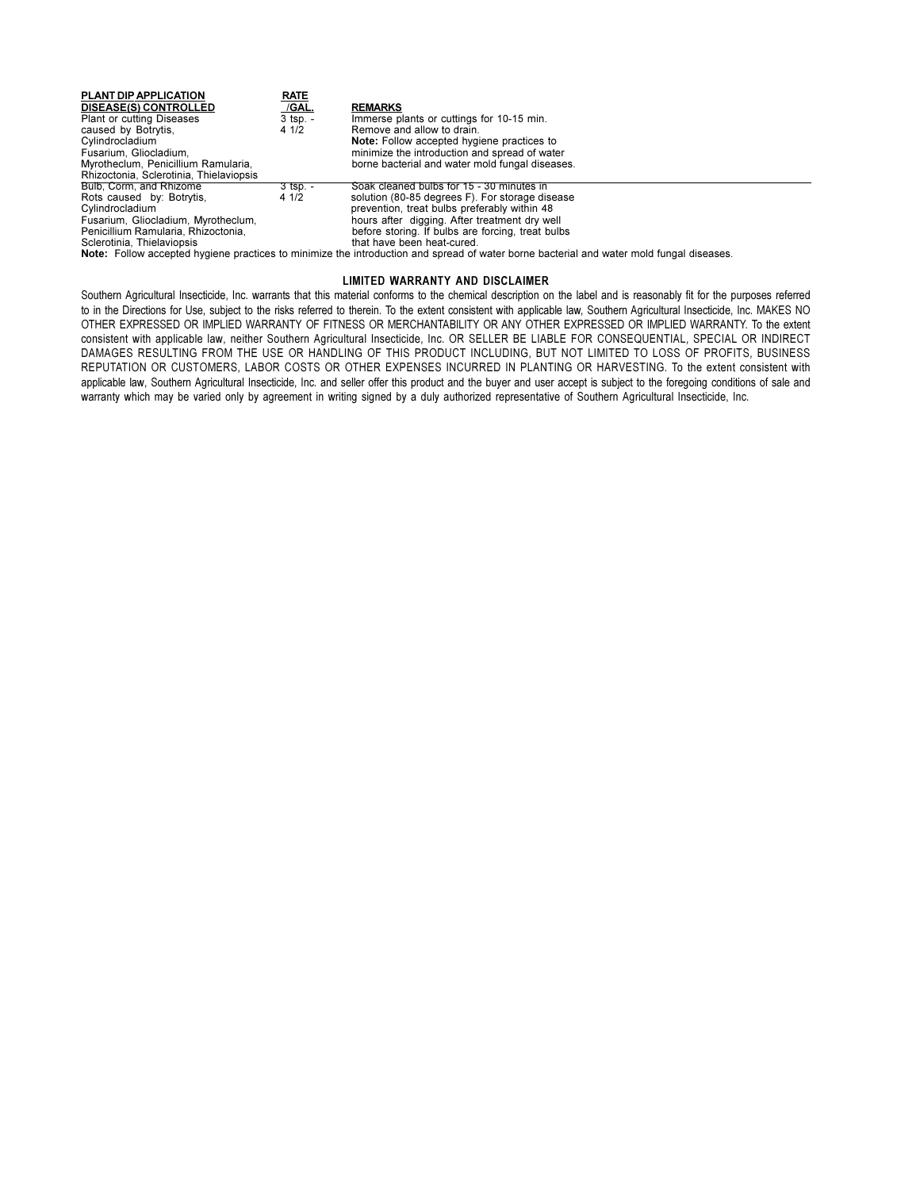| PLANT DIP APPLICATION DISEASE(S) CONTROLLED | RATE /GAL. | REMARKS |
|---|---|---|
| Plant or cutting Diseases caused by Botrytis, Cylindrocladium Fusarium, Gliocladium, Myrotheclum, Penicillium Ramularia, Rhizoctonia, Sclerotinia, Thielaviopsis | 3 tsp. - 4 1/2 | Immerse plants or cuttings for 10-15 min. Remove and allow to drain. **Note:** Follow accepted hygiene practices to minimize the introduction and spread of water borne bacterial and water mold fungal diseases. |
| Bulb, Corm, and Rhizome Rots caused by: Botrytis, Cylindrocladium Fusarium, Gliocladium, Myrotheclum, Penicillium Ramularia, Rhizoctonia, Sclerotinia, Thielaviopsis | 3 tsp. - 4 1/2 | Soak cleaned bulbs for 15 - 30 minutes in solution (80-85 degrees F). For storage disease prevention, treat bulbs preferably within 48 hours after digging. After treatment dry well before storing. If bulbs are forcing, treat bulbs that have been heat-cured. |

**Note:** Follow accepted hygiene practices to minimize the introduction and spread of water borne bacterial and water mold fungal diseases.

## LIMITED WARRANTY AND DISCLAIMER

Southern Agricultural Insecticide, Inc. warrants that this material conforms to the chemical description on the label and is reasonably fit for the purposes referred to in the Directions for Use, subject to the risks referred to therein. To the extent consistent with applicable law, Southern Agricultural Insecticide, Inc. MAKES NO OTHER EXPRESSED OR IMPLIED WARRANTY OF FITNESS OR MERCHANTABILITY OR ANY OTHER EXPRESSED OR IMPLIED WARRANTY. To the extent consistent with applicable law, neither Southern Agricultural Insecticide, Inc. OR SELLER BE LIABLE FOR CONSEQUENTIAL, SPECIAL OR INDIRECT DAMAGES RESULTING FROM THE USE OR HANDLING OF THIS PRODUCT INCLUDING, BUT NOT LIMITED TO LOSS OF PROFITS, BUSINESS REPUTATION OR CUSTOMERS, LABOR COSTS OR OTHER EXPENSES INCURRED IN PLANTING OR HARVESTING. To the extent consistent with applicable law, Southern Agricultural Insecticide, Inc. and seller offer this product and the buyer and user accept is subject to the foregoing conditions of sale and warranty which may be varied only by agreement in writing signed by a duly authorized representative of Southern Agricultural Insecticide, Inc.